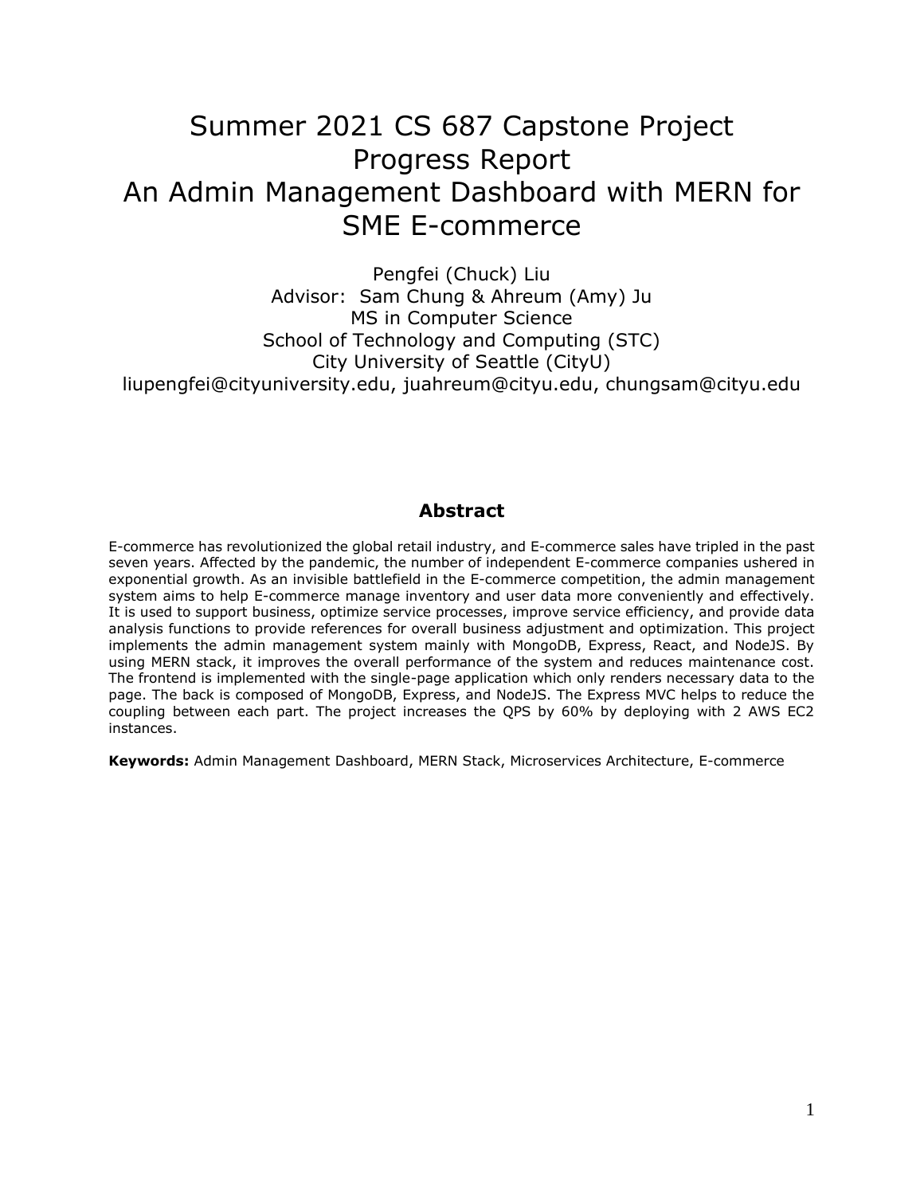# Summer 2021 CS 687 Capstone Project Progress Report
# An Admin Management Dashboard with MERN for SME E-commerce

Pengfei (Chuck) Liu
Advisor: Sam Chung & Ahreum (Amy) Ju
MS in Computer Science
School of Technology and Computing (STC)
City University of Seattle (CityU)
liupengfei@cityuniversity.edu, juahreum@cityu.edu, chungsam@cityu.edu

## Abstract

E-commerce has revolutionized the global retail industry, and E-commerce sales have tripled in the past seven years. Affected by the pandemic, the number of independent E-commerce companies ushered in exponential growth. As an invisible battlefield in the E-commerce competition, the admin management system aims to help E-commerce manage inventory and user data more conveniently and effectively. It is used to support business, optimize service processes, improve service efficiency, and provide data analysis functions to provide references for overall business adjustment and optimization. This project implements the admin management system mainly with MongoDB, Express, React, and NodeJS. By using MERN stack, it improves the overall performance of the system and reduces maintenance cost. The frontend is implemented with the single-page application which only renders necessary data to the page. The back is composed of MongoDB, Express, and NodeJS. The Express MVC helps to reduce the coupling between each part. The project increases the QPS by 60% by deploying with 2 AWS EC2 instances.

**Keywords:** Admin Management Dashboard, MERN Stack, Microservices Architecture, E-commerce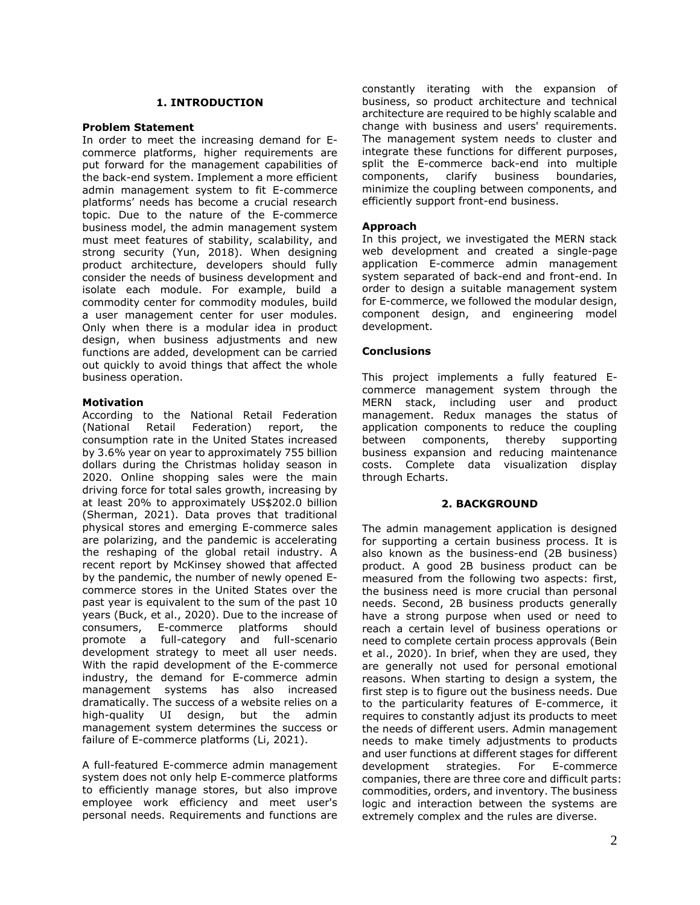## 1. INTRODUCTION

### Problem Statement

In order to meet the increasing demand for E-commerce platforms, higher requirements are put forward for the management capabilities of the back-end system. Implement a more efficient admin management system to fit E-commerce platforms' needs has become a crucial research topic. Due to the nature of the E-commerce business model, the admin management system must meet features of stability, scalability, and strong security (Yun, 2018). When designing product architecture, developers should fully consider the needs of business development and isolate each module. For example, build a commodity center for commodity modules, build a user management center for user modules. Only when there is a modular idea in product design, when business adjustments and new functions are added, development can be carried out quickly to avoid things that affect the whole business operation.

### Motivation

According to the National Retail Federation (National Retail Federation) report, the consumption rate in the United States increased by 3.6% year on year to approximately 755 billion dollars during the Christmas holiday season in 2020. Online shopping sales were the main driving force for total sales growth, increasing by at least 20% to approximately US$202.0 billion (Sherman, 2021). Data proves that traditional physical stores and emerging E-commerce sales are polarizing, and the pandemic is accelerating the reshaping of the global retail industry. A recent report by McKinsey showed that affected by the pandemic, the number of newly opened E-commerce stores in the United States over the past year is equivalent to the sum of the past 10 years (Buck, et al., 2020). Due to the increase of consumers, E-commerce platforms should promote a full-category and full-scenario development strategy to meet all user needs. With the rapid development of the E-commerce industry, the demand for E-commerce admin management systems has also increased dramatically. The success of a website relies on a high-quality UI design, but the admin management system determines the success or failure of E-commerce platforms (Li, 2021).

A full-featured E-commerce admin management system does not only help E-commerce platforms to efficiently manage stores, but also improve employee work efficiency and meet user's personal needs. Requirements and functions are constantly iterating with the expansion of business, so product architecture and technical architecture are required to be highly scalable and change with business and users' requirements. The management system needs to cluster and integrate these functions for different purposes, split the E-commerce back-end into multiple components, clarify business boundaries, minimize the coupling between components, and efficiently support front-end business.

### Approach

In this project, we investigated the MERN stack web development and created a single-page application E-commerce admin management system separated of back-end and front-end. In order to design a suitable management system for E-commerce, we followed the modular design, component design, and engineering model development.

### Conclusions

This project implements a fully featured E-commerce management system through the MERN stack, including user and product management. Redux manages the status of application components to reduce the coupling between components, thereby supporting business expansion and reducing maintenance costs. Complete data visualization display through Echarts.

## 2. BACKGROUND

The admin management application is designed for supporting a certain business process. It is also known as the business-end (2B business) product. A good 2B business product can be measured from the following two aspects: first, the business need is more crucial than personal needs. Second, 2B business products generally have a strong purpose when used or need to reach a certain level of business operations or need to complete certain process approvals (Bein et al., 2020). In brief, when they are used, they are generally not used for personal emotional reasons. When starting to design a system, the first step is to figure out the business needs. Due to the particularity features of E-commerce, it requires to constantly adjust its products to meet the needs of different users. Admin management needs to make timely adjustments to products and user functions at different stages for different development strategies. For E-commerce companies, there are three core and difficult parts: commodities, orders, and inventory. The business logic and interaction between the systems are extremely complex and the rules are diverse.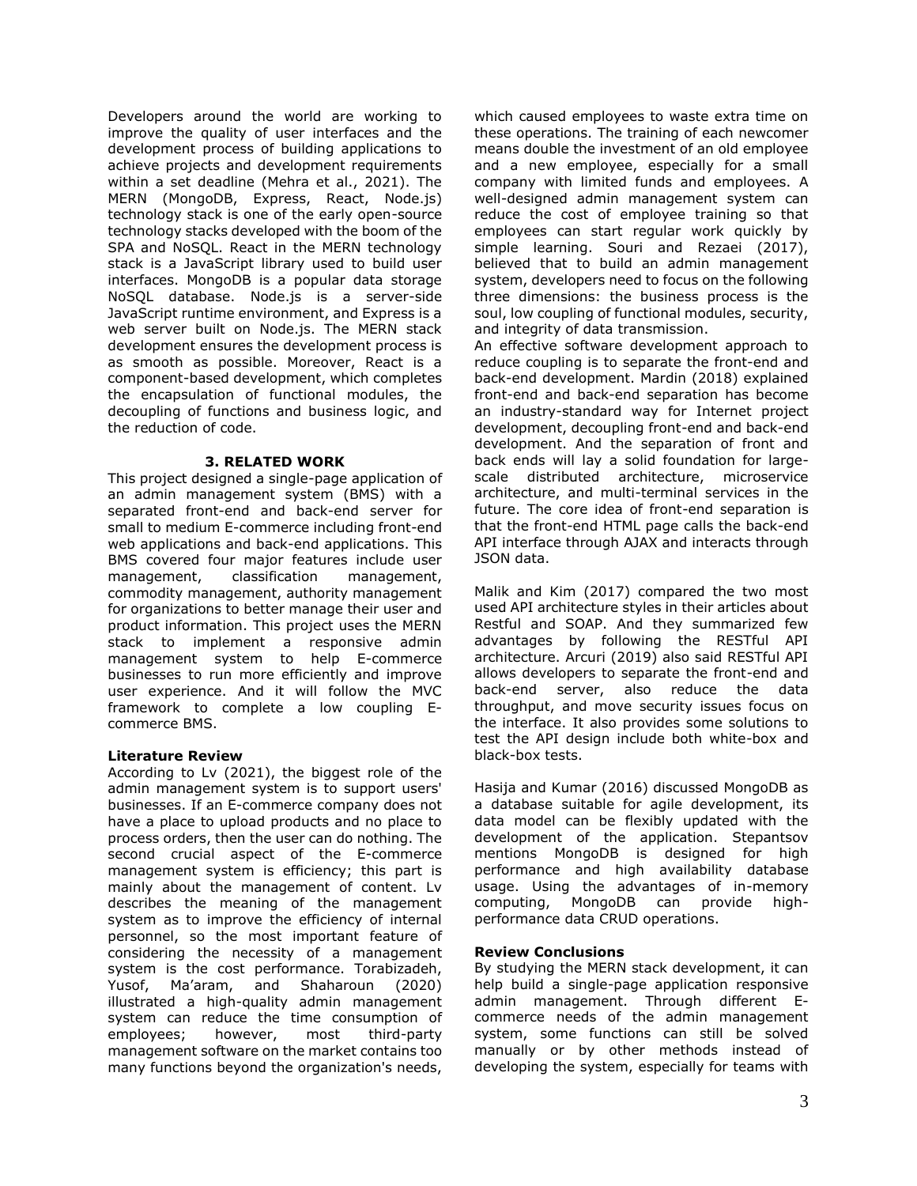Developers around the world are working to improve the quality of user interfaces and the development process of building applications to achieve projects and development requirements within a set deadline (Mehra et al., 2021). The MERN (MongoDB, Express, React, Node.js) technology stack is one of the early open-source technology stacks developed with the boom of the SPA and NoSQL. React in the MERN technology stack is a JavaScript library used to build user interfaces. MongoDB is a popular data storage NoSQL database. Node.js is a server-side JavaScript runtime environment, and Express is a web server built on Node.js. The MERN stack development ensures the development process is as smooth as possible. Moreover, React is a component-based development, which completes the encapsulation of functional modules, the decoupling of functions and business logic, and the reduction of code.

## 3. RELATED WORK

This project designed a single-page application of an admin management system (BMS) with a separated front-end and back-end server for small to medium E-commerce including front-end web applications and back-end applications. This BMS covered four major features include user management, classification management, commodity management, authority management for organizations to better manage their user and product information. This project uses the MERN stack to implement a responsive admin management system to help E-commerce businesses to run more efficiently and improve user experience. And it will follow the MVC framework to complete a low coupling E-commerce BMS.

### Literature Review

According to Lv (2021), the biggest role of the admin management system is to support users' businesses. If an E-commerce company does not have a place to upload products and no place to process orders, then the user can do nothing. The second crucial aspect of the E-commerce management system is efficiency; this part is mainly about the management of content. Lv describes the meaning of the management system as to improve the efficiency of internal personnel, so the most important feature of considering the necessity of a management system is the cost performance. Torabizadeh, Yusof, Ma'aram, and Shaharoun (2020) illustrated a high-quality admin management system can reduce the time consumption of employees; however, most third-party management software on the market contains too many functions beyond the organization's needs, which caused employees to waste extra time on these operations. The training of each newcomer means double the investment of an old employee and a new employee, especially for a small company with limited funds and employees. A well-designed admin management system can reduce the cost of employee training so that employees can start regular work quickly by simple learning. Souri and Rezaei (2017), believed that to build an admin management system, developers need to focus on the following three dimensions: the business process is the soul, low coupling of functional modules, security, and integrity of data transmission.

An effective software development approach to reduce coupling is to separate the front-end and back-end development. Mardin (2018) explained front-end and back-end separation has become an industry-standard way for Internet project development, decoupling front-end and back-end development. And the separation of front and back ends will lay a solid foundation for large-scale distributed architecture, microservice architecture, and multi-terminal services in the future. The core idea of front-end separation is that the front-end HTML page calls the back-end API interface through AJAX and interacts through JSON data.

Malik and Kim (2017) compared the two most used API architecture styles in their articles about Restful and SOAP. And they summarized few advantages by following the RESTful API architecture. Arcuri (2019) also said RESTful API allows developers to separate the front-end and back-end server, also reduce the data throughput, and move security issues focus on the interface. It also provides some solutions to test the API design include both white-box and black-box tests.

Hasija and Kumar (2016) discussed MongoDB as a database suitable for agile development, its data model can be flexibly updated with the development of the application. Stepantsov mentions MongoDB is designed for high performance and high availability database usage. Using the advantages of in-memory computing, MongoDB can provide high-performance data CRUD operations.

### Review Conclusions

By studying the MERN stack development, it can help build a single-page application responsive admin management. Through different E-commerce needs of the admin management system, some functions can still be solved manually or by other methods instead of developing the system, especially for teams with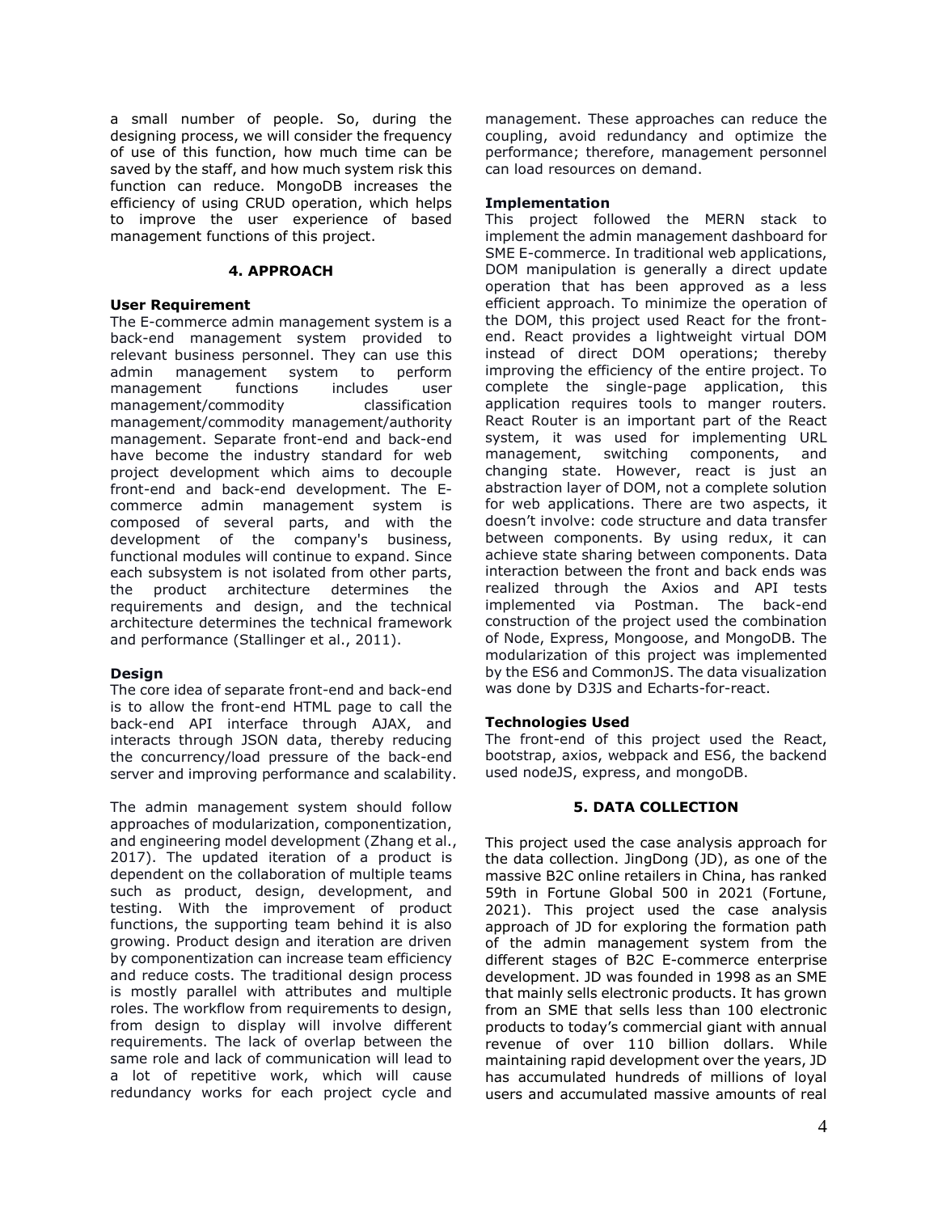a small number of people. So, during the designing process, we will consider the frequency of use of this function, how much time can be saved by the staff, and how much system risk this function can reduce. MongoDB increases the efficiency of using CRUD operation, which helps to improve the user experience of based management functions of this project.

## 4. APPROACH

**User Requirement**

The E-commerce admin management system is a back-end management system provided to relevant business personnel. They can use this admin management system to perform management functions includes user management/commodity classification management/commodity management/authority management. Separate front-end and back-end have become the industry standard for web project development which aims to decouple front-end and back-end development. The E-commerce admin management system is composed of several parts, and with the development of the company's business, functional modules will continue to expand. Since each subsystem is not isolated from other parts, the product architecture determines the requirements and design, and the technical architecture determines the technical framework and performance (Stallinger et al., 2011).

**Design**

The core idea of separate front-end and back-end is to allow the front-end HTML page to call the back-end API interface through AJAX, and interacts through JSON data, thereby reducing the concurrency/load pressure of the back-end server and improving performance and scalability.

The admin management system should follow approaches of modularization, componentization, and engineering model development (Zhang et al., 2017). The updated iteration of a product is dependent on the collaboration of multiple teams such as product, design, development, and testing. With the improvement of product functions, the supporting team behind it is also growing. Product design and iteration are driven by componentization can increase team efficiency and reduce costs. The traditional design process is mostly parallel with attributes and multiple roles. The workflow from requirements to design, from design to display will involve different requirements. The lack of overlap between the same role and lack of communication will lead to a lot of repetitive work, which will cause redundancy works for each project cycle and management. These approaches can reduce the coupling, avoid redundancy and optimize the performance; therefore, management personnel can load resources on demand.

**Implementation**

This project followed the MERN stack to implement the admin management dashboard for SME E-commerce. In traditional web applications, DOM manipulation is generally a direct update operation that has been approved as a less efficient approach. To minimize the operation of the DOM, this project used React for the front-end. React provides a lightweight virtual DOM instead of direct DOM operations; thereby improving the efficiency of the entire project. To complete the single-page application, this application requires tools to manger routers. React Router is an important part of the React system, it was used for implementing URL management, switching components, and changing state. However, react is just an abstraction layer of DOM, not a complete solution for web applications. There are two aspects, it doesn't involve: code structure and data transfer between components. By using redux, it can achieve state sharing between components. Data interaction between the front and back ends was realized through the Axios and API tests implemented via Postman. The back-end construction of the project used the combination of Node, Express, Mongoose, and MongoDB. The modularization of this project was implemented by the ES6 and CommonJS. The data visualization was done by D3JS and Echarts-for-react.

**Technologies Used**

The front-end of this project used the React, bootstrap, axios, webpack and ES6, the backend used nodeJS, express, and mongoDB.

## 5. DATA COLLECTION

This project used the case analysis approach for the data collection. JingDong (JD), as one of the massive B2C online retailers in China, has ranked 59th in Fortune Global 500 in 2021 (Fortune, 2021). This project used the case analysis approach of JD for exploring the formation path of the admin management system from the different stages of B2C E-commerce enterprise development. JD was founded in 1998 as an SME that mainly sells electronic products. It has grown from an SME that sells less than 100 electronic products to today's commercial giant with annual revenue of over 110 billion dollars. While maintaining rapid development over the years, JD has accumulated hundreds of millions of loyal users and accumulated massive amounts of real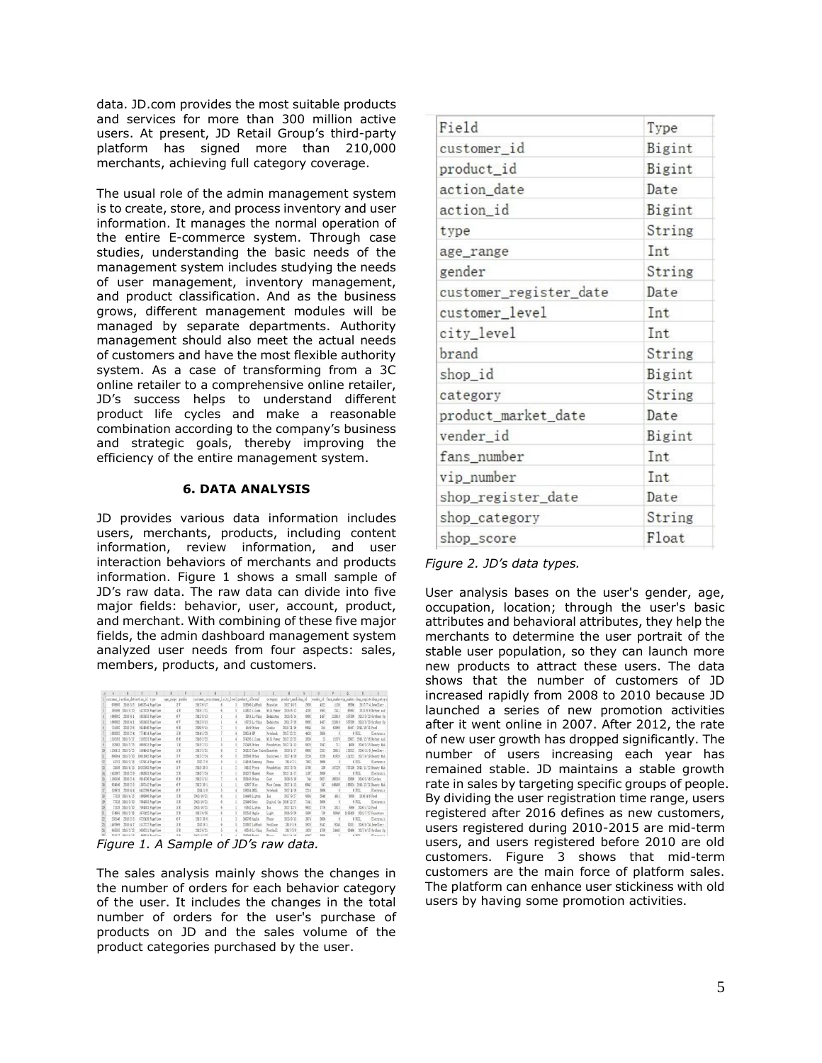data. JD.com provides the most suitable products and services for more than 300 million active users. At present, JD Retail Group's third-party platform has signed more than 210,000 merchants, achieving full category coverage.

The usual role of the admin management system is to create, store, and process inventory and user information. It manages the normal operation of the entire E-commerce system. Through case studies, understanding the basic needs of the management system includes studying the needs of user management, inventory management, and product classification. And as the business grows, different management modules will be managed by separate departments. Authority management should also meet the actual needs of customers and have the most flexible authority system. As a case of transforming from a 3C online retailer to a comprehensive online retailer, JD's success helps to understand different product life cycles and make a reasonable combination according to the company's business and strategic goals, thereby improving the efficiency of the entire management system.

## 6. DATA ANALYSIS

JD provides various data information includes users, merchants, products, including content information, review information, and user interaction behaviors of merchants and products information. Figure 1 shows a small sample of JD's raw data. The raw data can divide into five major fields: behavior, user, account, product, and merchant. With combining of these five major fields, the admin dashboard management system analyzed user needs from four aspects: sales, members, products, and customers.

*Figure 1. A Sample of JD's raw data.*

The sales analysis mainly shows the changes in the number of orders for each behavior category of the user. It includes the changes in the total number of orders for the user's purchase of products on JD and the sales volume of the product categories purchased by the user.

| Field | Type |
|---|---|
| customer_id | Bigint |
| product_id | Bigint |
| action_date | Date |
| action_id | Bigint |
| type | String |
| age_range | Int |
| gender | String |
| customer_register_date | Date |
| customer_level | Int |
| city_level | Int |
| brand | String |
| shop_id | Bigint |
| category | String |
| product_market_date | Date |
| vender_id | Bigint |
| fans_number | Int |
| vip_number | Int |
| shop_register_date | Date |
| shop_category | String |
| shop_score | Float |

*Figure 2. JD's data types.*

User analysis bases on the user's gender, age, occupation, location; through the user's basic attributes and behavioral attributes, they help the merchants to determine the user portrait of the stable user population, so they can launch more new products to attract these users. The data shows that the number of customers of JD increased rapidly from 2008 to 2010 because JD launched a series of new promotion activities after it went online in 2007. After 2012, the rate of new user growth has dropped significantly. The number of users increasing each year has remained stable. JD maintains a stable growth rate in sales by targeting specific groups of people. By dividing the user registration time range, users registered after 2016 defines as new customers, users registered during 2010-2015 are mid-term users, and users registered before 2010 are old customers. Figure 3 shows that mid-term customers are the main force of platform sales. The platform can enhance user stickiness with old users by having some promotion activities.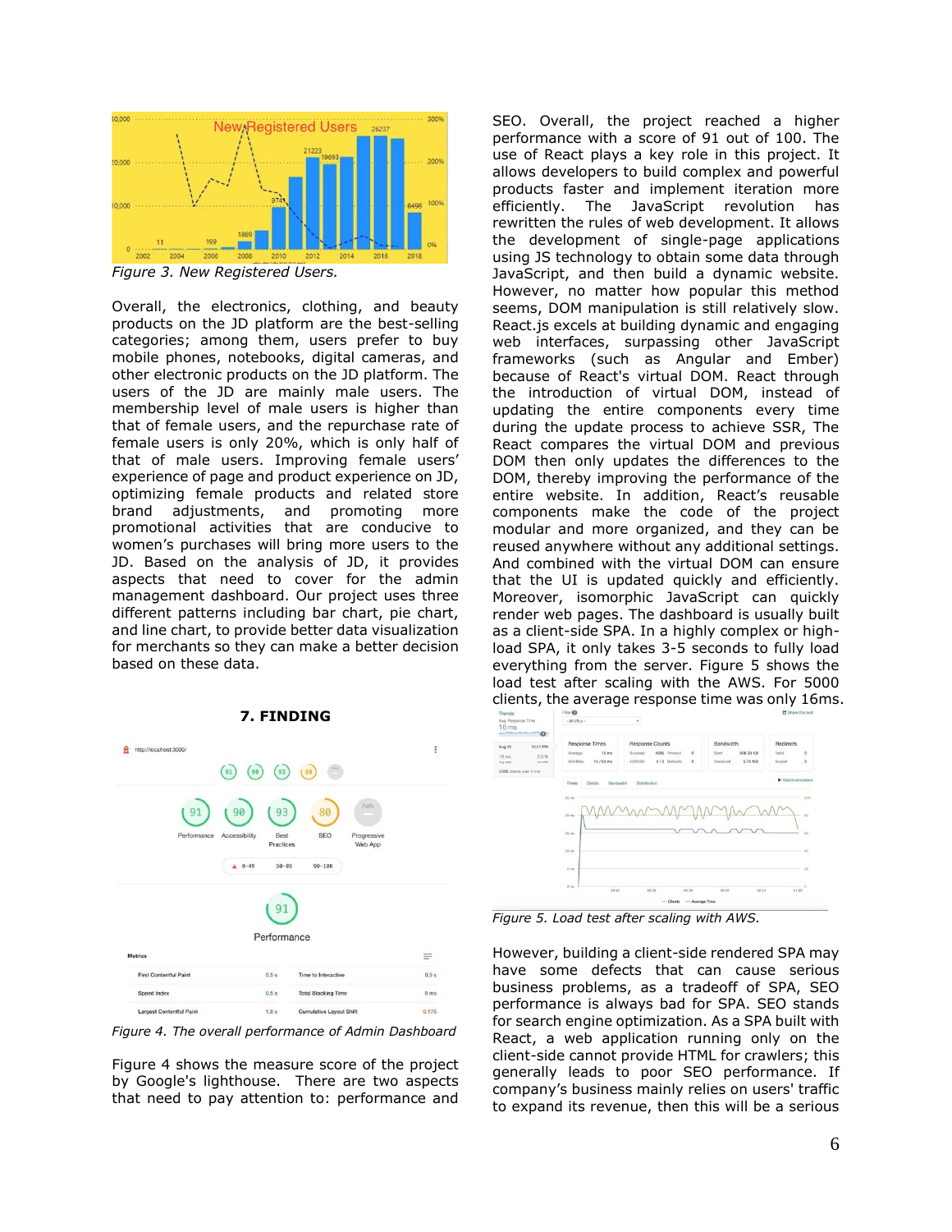*Figure 3. New Registered Users.*

Overall, the electronics, clothing, and beauty products on the JD platform are the best-selling categories; among them, users prefer to buy mobile phones, notebooks, digital cameras, and other electronic products on the JD platform. The users of the JD are mainly male users. The membership level of male users is higher than that of female users, and the repurchase rate of female users is only 20%, which is only half of that of male users. Improving female users' experience of page and product experience on JD, optimizing female products and related store brand adjustments, and promoting more promotional activities that are conducive to women's purchases will bring more users to the JD. Based on the analysis of JD, it provides aspects that need to cover for the admin management dashboard. Our project uses three different patterns including bar chart, pie chart, and line chart, to provide better data visualization for merchants so they can make a better decision based on these data.

## 7. FINDING

*Figure 4. The overall performance of Admin Dashboard*

Figure 4 shows the measure score of the project by Google's lighthouse. There are two aspects that need to pay attention to: performance and SEO. Overall, the project reached a higher performance with a score of 91 out of 100. The use of React plays a key role in this project. It allows developers to build complex and powerful products faster and implement iteration more efficiently. The JavaScript revolution has rewritten the rules of web development. It allows the development of single-page applications using JS technology to obtain some data through JavaScript, and then build a dynamic website. However, no matter how popular this method seems, DOM manipulation is still relatively slow. React.js excels at building dynamic and engaging web interfaces, surpassing other JavaScript frameworks (such as Angular and Ember) because of React's virtual DOM. React through the introduction of virtual DOM, instead of updating the entire components every time during the update process to achieve SSR, The React compares the virtual DOM and previous DOM then only updates the differences to the DOM, thereby improving the performance of the entire website. In addition, React's reusable components make the code of the project modular and more organized, and they can be reused anywhere without any additional settings. And combined with the virtual DOM can ensure that the UI is updated quickly and efficiently. Moreover, isomorphic JavaScript can quickly render web pages. The dashboard is usually built as a client-side SPA. In a highly complex or high-load SPA, it only takes 3-5 seconds to fully load everything from the server. Figure 5 shows the load test after scaling with the AWS. For 5000 clients, the average response time was only 16ms.

*Figure 5. Load test after scaling with AWS.*

However, building a client-side rendered SPA may have some defects that can cause serious business problems, as a tradeoff of SPA, SEO performance is always bad for SPA. SEO stands for search engine optimization. As a SPA built with React, a web application running only on the client-side cannot provide HTML for crawlers; this generally leads to poor SEO performance. If company's business mainly relies on users' traffic to expand its revenue, then this will be a serious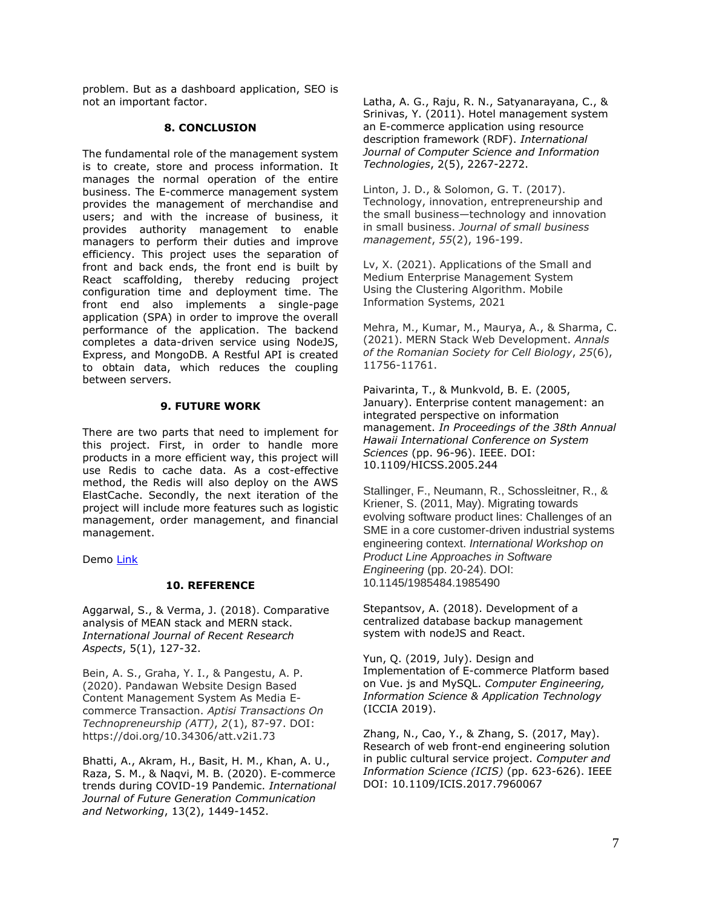problem. But as a dashboard application, SEO is not an important factor.

## 8. CONCLUSION

The fundamental role of the management system is to create, store and process information. It manages the normal operation of the entire business. The E-commerce management system provides the management of merchandise and users; and with the increase of business, it provides authority management to enable managers to perform their duties and improve efficiency. This project uses the separation of front and back ends, the front end is built by React scaffolding, thereby reducing project configuration time and deployment time. The front end also implements a single-page application (SPA) in order to improve the overall performance of the application. The backend completes a data-driven service using NodeJS, Express, and MongoDB. A Restful API is created to obtain data, which reduces the coupling between servers.

## 9. FUTURE WORK

There are two parts that need to implement for this project. First, in order to handle more products in a more efficient way, this project will use Redis to cache data. As a cost-effective method, the Redis will also deploy on the AWS ElastCache. Secondly, the next iteration of the project will include more features such as logistic management, order management, and financial management.

Demo Link

## 10. REFERENCE

Aggarwal, S., & Verma, J. (2018). Comparative analysis of MEAN stack and MERN stack. *International Journal of Recent Research Aspects*, 5(1), 127-32.

Bein, A. S., Graha, Y. I., & Pangestu, A. P. (2020). Pandawan Website Design Based Content Management System As Media E-commerce Transaction. *Aptisi Transactions On Technopreneurship (ATT)*, *2*(1), 87-97. DOI: https://doi.org/10.34306/att.v2i1.73

Bhatti, A., Akram, H., Basit, H. M., Khan, A. U., Raza, S. M., & Naqvi, M. B. (2020). E-commerce trends during COVID-19 Pandemic. *International Journal of Future Generation Communication and Networking*, 13(2), 1449-1452.

Latha, A. G., Raju, R. N., Satyanarayana, C., & Srinivas, Y. (2011). Hotel management system an E-commerce application using resource description framework (RDF). *International Journal of Computer Science and Information Technologies*, 2(5), 2267-2272.

Linton, J. D., & Solomon, G. T. (2017). Technology, innovation, entrepreneurship and the small business—technology and innovation in small business. *Journal of small business management*, *55*(2), 196-199.

Lv, X. (2021). Applications of the Small and Medium Enterprise Management System Using the Clustering Algorithm. Mobile Information Systems, 2021

Mehra, M., Kumar, M., Maurya, A., & Sharma, C. (2021). MERN Stack Web Development. *Annals of the Romanian Society for Cell Biology*, *25*(6), 11756-11761.

Paivarinta, T., & Munkvold, B. E. (2005, January). Enterprise content management: an integrated perspective on information management. *In Proceedings of the 38th Annual Hawaii International Conference on System Sciences* (pp. 96-96). IEEE. DOI: 10.1109/HICSS.2005.244

Stallinger, F., Neumann, R., Schossleitner, R., & Kriener, S. (2011, May). Migrating towards evolving software product lines: Challenges of an SME in a core customer-driven industrial systems engineering context. *International Workshop on Product Line Approaches in Software Engineering* (pp. 20-24). DOI: 10.1145/1985484.1985490

Stepantsov, A. (2018). Development of a centralized database backup management system with nodeJS and React.

Yun, Q. (2019, July). Design and Implementation of E-commerce Platform based on Vue. js and MySQL. *Computer Engineering, Information Science & Application Technology* (ICCIA 2019).

Zhang, N., Cao, Y., & Zhang, S. (2017, May). Research of web front-end engineering solution in public cultural service project. *Computer and Information Science (ICIS)* (pp. 623-626). IEEE DOI: 10.1109/ICIS.2017.7960067